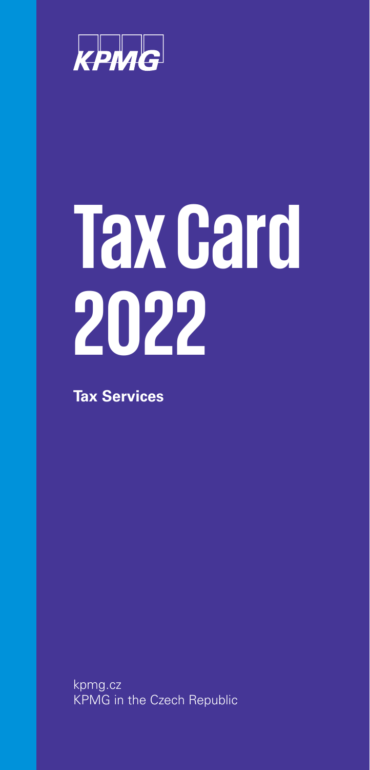KPMG

# Tax Card 2022

**Tax Services**

kpmg.cz
KPMG in the Czech Republic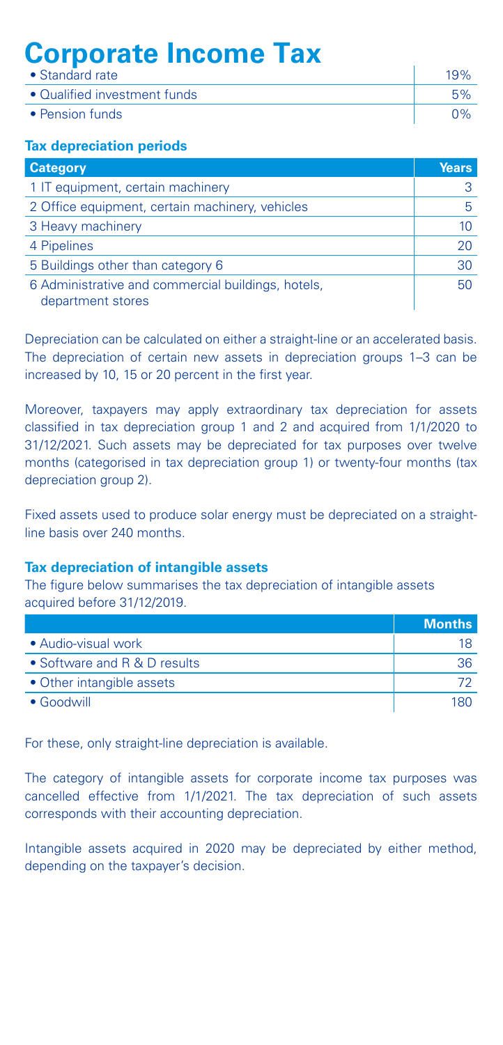# Corporate Income Tax

| | |
|---|---|
| • Standard rate | 19% |
| • Qualified investment funds | 5% |
| • Pension funds | 0% |

### Tax depreciation periods

| Category | Years |
|---|---|
| 1 IT equipment, certain machinery | 3 |
| 2 Office equipment, certain machinery, vehicles | 5 |
| 3 Heavy machinery | 10 |
| 4 Pipelines | 20 |
| 5 Buildings other than category 6 | 30 |
| 6 Administrative and commercial buildings, hotels, department stores | 50 |

Depreciation can be calculated on either a straight-line or an accelerated basis. The depreciation of certain new assets in depreciation groups 1–3 can be increased by 10, 15 or 20 percent in the first year.

Moreover, taxpayers may apply extraordinary tax depreciation for assets classified in tax depreciation group 1 and 2 and acquired from 1/1/2020 to 31/12/2021. Such assets may be depreciated for tax purposes over twelve months (categorised in tax depreciation group 1) or twenty-four months (tax depreciation group 2).

Fixed assets used to produce solar energy must be depreciated on a straight-line basis over 240 months.

### Tax depreciation of intangible assets

The figure below summarises the tax depreciation of intangible assets acquired before 31/12/2019.

| | Months |
|---|---|
| • Audio-visual work | 18 |
| • Software and R & D results | 36 |
| • Other intangible assets | 72 |
| • Goodwill | 180 |

For these, only straight-line depreciation is available.

The category of intangible assets for corporate income tax purposes was cancelled effective from 1/1/2021. The tax depreciation of such assets corresponds with their accounting depreciation.

Intangible assets acquired in 2020 may be depreciated by either method, depending on the taxpayer's decision.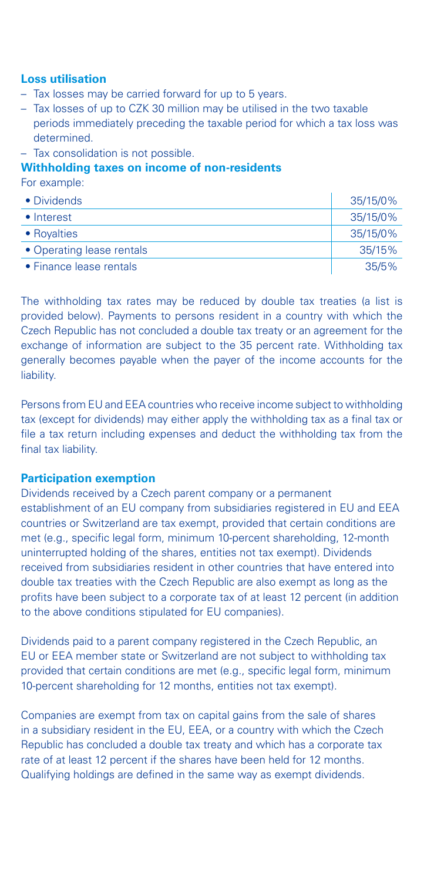### Loss utilisation

- Tax losses may be carried forward for up to 5 years.
- Tax losses of up to CZK 30 million may be utilised in the two taxable periods immediately preceding the taxable period for which a tax loss was determined.
- Tax consolidation is not possible.

### Withholding taxes on income of non-residents

For example:

| | |
|---|---|
| • Dividends | 35/15/0% |
| • Interest | 35/15/0% |
| • Royalties | 35/15/0% |
| • Operating lease rentals | 35/15% |
| • Finance lease rentals | 35/5% |

The withholding tax rates may be reduced by double tax treaties (a list is provided below). Payments to persons resident in a country with which the Czech Republic has not concluded a double tax treaty or an agreement for the exchange of information are subject to the 35 percent rate. Withholding tax generally becomes payable when the payer of the income accounts for the liability.

Persons from EU and EEA countries who receive income subject to withholding tax (except for dividends) may either apply the withholding tax as a final tax or file a tax return including expenses and deduct the withholding tax from the final tax liability.

### Participation exemption

Dividends received by a Czech parent company or a permanent establishment of an EU company from subsidiaries registered in EU and EEA countries or Switzerland are tax exempt, provided that certain conditions are met (e.g., specific legal form, minimum 10-percent shareholding, 12-month uninterrupted holding of the shares, entities not tax exempt). Dividends received from subsidiaries resident in other countries that have entered into double tax treaties with the Czech Republic are also exempt as long as the profits have been subject to a corporate tax of at least 12 percent (in addition to the above conditions stipulated for EU companies).

Dividends paid to a parent company registered in the Czech Republic, an EU or EEA member state or Switzerland are not subject to withholding tax provided that certain conditions are met (e.g., specific legal form, minimum 10-percent shareholding for 12 months, entities not tax exempt).

Companies are exempt from tax on capital gains from the sale of shares in a subsidiary resident in the EU, EEA, or a country with which the Czech Republic has concluded a double tax treaty and which has a corporate tax rate of at least 12 percent if the shares have been held for 12 months. Qualifying holdings are defined in the same way as exempt dividends.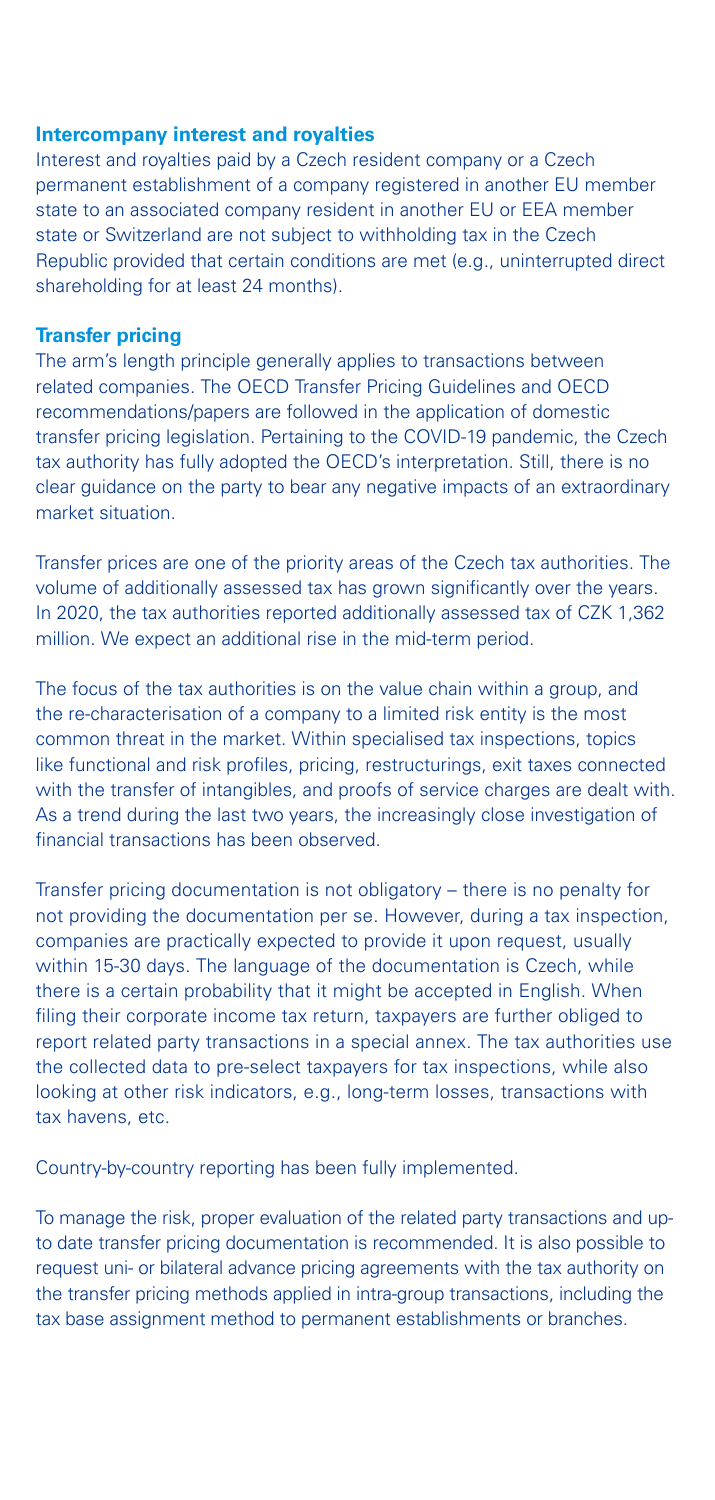### Intercompany interest and royalties

Interest and royalties paid by a Czech resident company or a Czech permanent establishment of a company registered in another EU member state to an associated company resident in another EU or EEA member state or Switzerland are not subject to withholding tax in the Czech Republic provided that certain conditions are met (e.g., uninterrupted direct shareholding for at least 24 months).

### Transfer pricing

The arm's length principle generally applies to transactions between related companies. The OECD Transfer Pricing Guidelines and OECD recommendations/papers are followed in the application of domestic transfer pricing legislation. Pertaining to the COVID-19 pandemic, the Czech tax authority has fully adopted the OECD's interpretation. Still, there is no clear guidance on the party to bear any negative impacts of an extraordinary market situation.

Transfer prices are one of the priority areas of the Czech tax authorities. The volume of additionally assessed tax has grown significantly over the years. In 2020, the tax authorities reported additionally assessed tax of CZK 1,362 million. We expect an additional rise in the mid-term period.

The focus of the tax authorities is on the value chain within a group, and the re-characterisation of a company to a limited risk entity is the most common threat in the market. Within specialised tax inspections, topics like functional and risk profiles, pricing, restructurings, exit taxes connected with the transfer of intangibles, and proofs of service charges are dealt with. As a trend during the last two years, the increasingly close investigation of financial transactions has been observed.

Transfer pricing documentation is not obligatory – there is no penalty for not providing the documentation per se. However, during a tax inspection, companies are practically expected to provide it upon request, usually within 15-30 days. The language of the documentation is Czech, while there is a certain probability that it might be accepted in English. When filing their corporate income tax return, taxpayers are further obliged to report related party transactions in a special annex. The tax authorities use the collected data to pre-select taxpayers for tax inspections, while also looking at other risk indicators, e.g., long-term losses, transactions with tax havens, etc.

Country-by-country reporting has been fully implemented.

To manage the risk, proper evaluation of the related party transactions and up-to date transfer pricing documentation is recommended. It is also possible to request uni- or bilateral advance pricing agreements with the tax authority on the transfer pricing methods applied in intra-group transactions, including the tax base assignment method to permanent establishments or branches.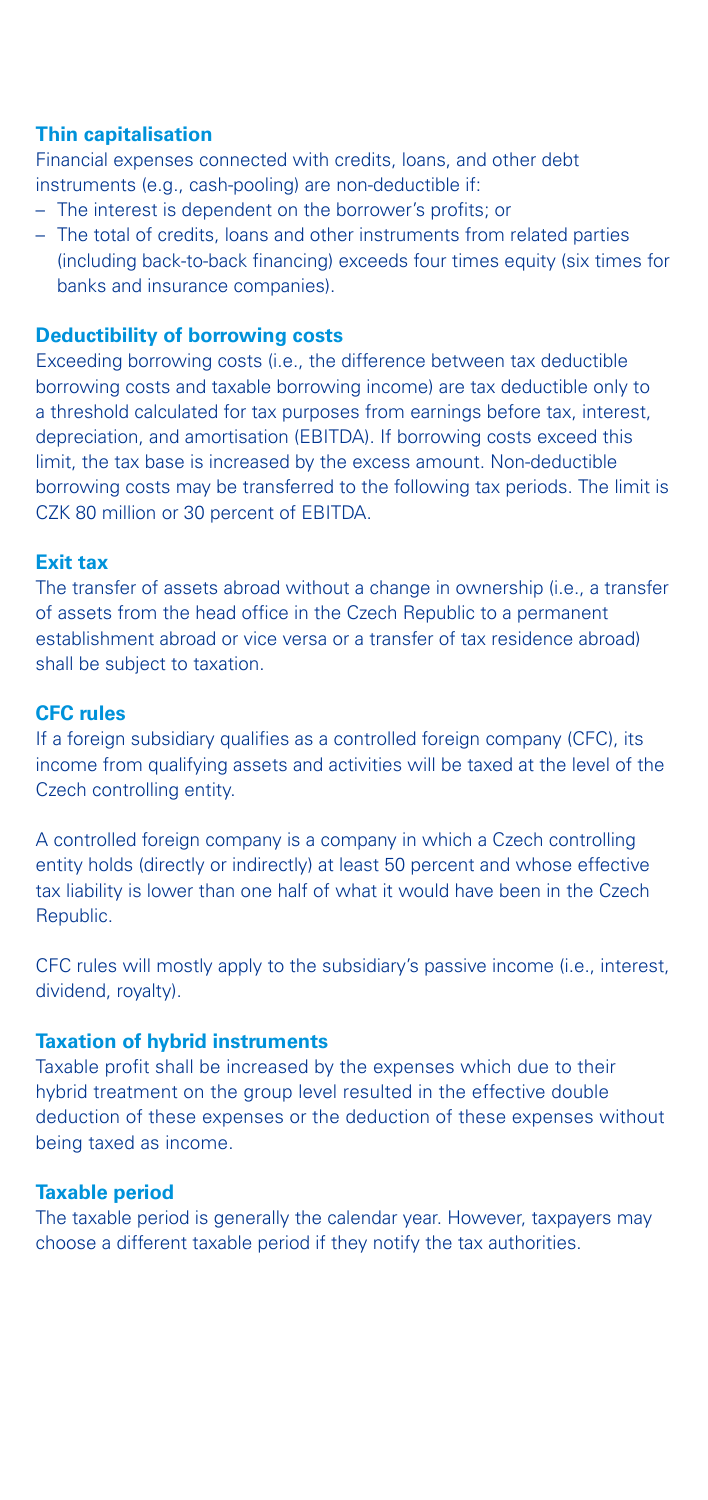### Thin capitalisation

Financial expenses connected with credits, loans, and other debt instruments (e.g., cash-pooling) are non-deductible if:

- The interest is dependent on the borrower's profits; or
- The total of credits, loans and other instruments from related parties (including back-to-back financing) exceeds four times equity (six times for banks and insurance companies).

### Deductibility of borrowing costs

Exceeding borrowing costs (i.e., the difference between tax deductible borrowing costs and taxable borrowing income) are tax deductible only to a threshold calculated for tax purposes from earnings before tax, interest, depreciation, and amortisation (EBITDA). If borrowing costs exceed this limit, the tax base is increased by the excess amount. Non-deductible borrowing costs may be transferred to the following tax periods. The limit is CZK 80 million or 30 percent of EBITDA.

### Exit tax

The transfer of assets abroad without a change in ownership (i.e., a transfer of assets from the head office in the Czech Republic to a permanent establishment abroad or vice versa or a transfer of tax residence abroad) shall be subject to taxation.

### CFC rules

If a foreign subsidiary qualifies as a controlled foreign company (CFC), its income from qualifying assets and activities will be taxed at the level of the Czech controlling entity.

A controlled foreign company is a company in which a Czech controlling entity holds (directly or indirectly) at least 50 percent and whose effective tax liability is lower than one half of what it would have been in the Czech Republic.

CFC rules will mostly apply to the subsidiary's passive income (i.e., interest, dividend, royalty).

### Taxation of hybrid instruments

Taxable profit shall be increased by the expenses which due to their hybrid treatment on the group level resulted in the effective double deduction of these expenses or the deduction of these expenses without being taxed as income.

### Taxable period

The taxable period is generally the calendar year. However, taxpayers may choose a different taxable period if they notify the tax authorities.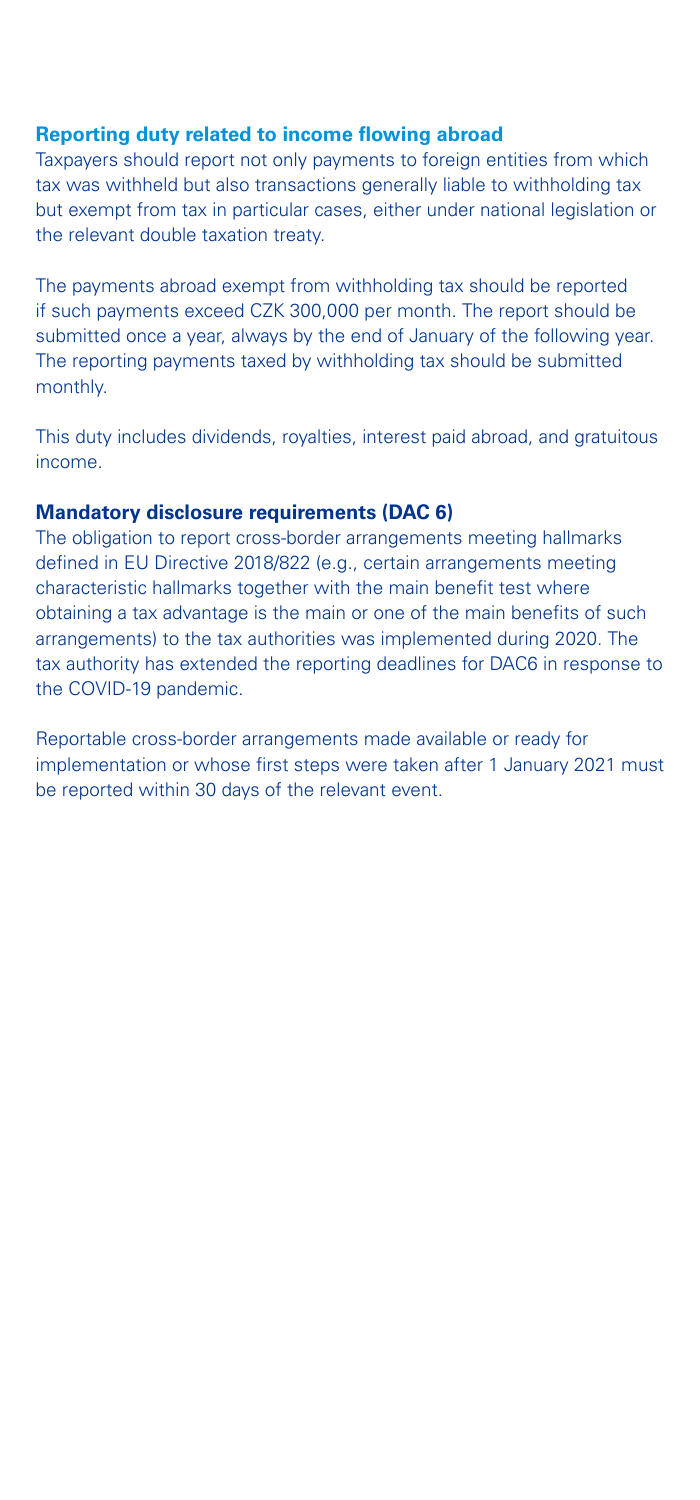### Reporting duty related to income flowing abroad

Taxpayers should report not only payments to foreign entities from which tax was withheld but also transactions generally liable to withholding tax but exempt from tax in particular cases, either under national legislation or the relevant double taxation treaty.

The payments abroad exempt from withholding tax should be reported if such payments exceed CZK 300,000 per month. The report should be submitted once a year, always by the end of January of the following year. The reporting payments taxed by withholding tax should be submitted monthly.

This duty includes dividends, royalties, interest paid abroad, and gratuitous income.

### Mandatory disclosure requirements (DAC 6)

The obligation to report cross-border arrangements meeting hallmarks defined in EU Directive 2018/822 (e.g., certain arrangements meeting characteristic hallmarks together with the main benefit test where obtaining a tax advantage is the main or one of the main benefits of such arrangements) to the tax authorities was implemented during 2020. The tax authority has extended the reporting deadlines for DAC6 in response to the COVID-19 pandemic.

Reportable cross-border arrangements made available or ready for implementation or whose first steps were taken after 1 January 2021 must be reported within 30 days of the relevant event.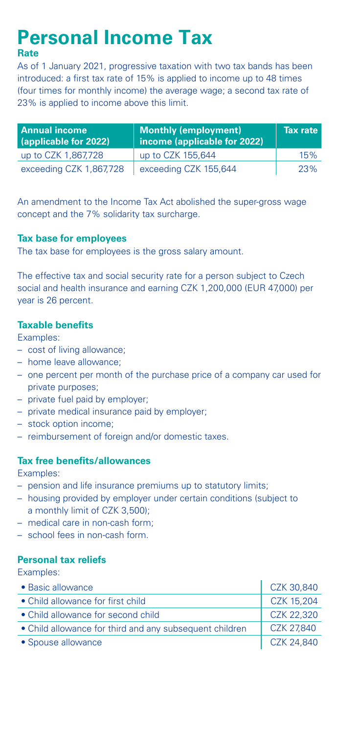# Personal Income Tax

### Rate

As of 1 January 2021, progressive taxation with two tax bands has been introduced: a first tax rate of 15% is applied to income up to 48 times (four times for monthly income) the average wage; a second tax rate of 23% is applied to income above this limit.

| Annual income (applicable for 2022) | Monthly (employment) income (applicable for 2022) | Tax rate |
|---|---|---|
| up to CZK 1,867,728 | up to CZK 155,644 | 15% |
| exceeding CZK 1,867,728 | exceeding CZK 155,644 | 23% |

An amendment to the Income Tax Act abolished the super-gross wage concept and the 7% solidarity tax surcharge.

### Tax base for employees

The tax base for employees is the gross salary amount.

The effective tax and social security rate for a person subject to Czech social and health insurance and earning CZK 1,200,000 (EUR 47,000) per year is 26 percent.

### Taxable benefits

Examples:

- cost of living allowance;
- home leave allowance;
- one percent per month of the purchase price of a company car used for private purposes;
- private fuel paid by employer;
- private medical insurance paid by employer;
- stock option income;
- reimbursement of foreign and/or domestic taxes.

### Tax free benefits/allowances

Examples:

- pension and life insurance premiums up to statutory limits;
- housing provided by employer under certain conditions (subject to a monthly limit of CZK 3,500);
- medical care in non-cash form;
- school fees in non-cash form.

### Personal tax reliefs

Examples:

| | |
|---|---|
| • Basic allowance | CZK 30,840 |
| • Child allowance for first child | CZK 15,204 |
| • Child allowance for second child | CZK 22,320 |
| • Child allowance for third and any subsequent children | CZK 27,840 |
| • Spouse allowance | CZK 24,840 |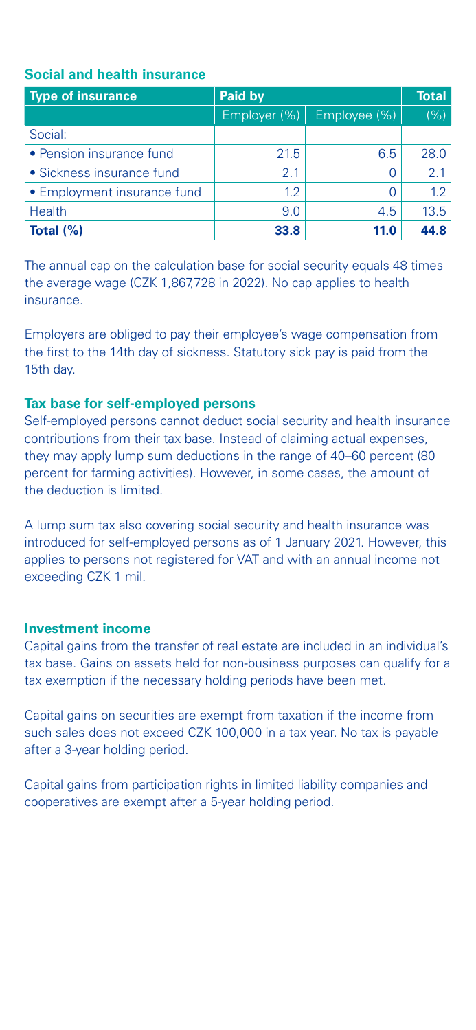### Social and health insurance

| Type of insurance | Paid by | | Total |
|---|---|---|---|
| | Employer (%) | Employee (%) | (%) |
| Social: | | | |
| • Pension insurance fund | 21.5 | 6.5 | 28.0 |
| • Sickness insurance fund | 2.1 | 0 | 2.1 |
| • Employment insurance fund | 1.2 | 0 | 1.2 |
| Health | 9.0 | 4.5 | 13.5 |
| **Total (%)** | **33.8** | **11.0** | **44.8** |

The annual cap on the calculation base for social security equals 48 times the average wage (CZK 1,867,728 in 2022). No cap applies to health insurance.

Employers are obliged to pay their employee's wage compensation from the first to the 14th day of sickness. Statutory sick pay is paid from the 15th day.

### Tax base for self-employed persons

Self-employed persons cannot deduct social security and health insurance contributions from their tax base. Instead of claiming actual expenses, they may apply lump sum deductions in the range of 40–60 percent (80 percent for farming activities). However, in some cases, the amount of the deduction is limited.

A lump sum tax also covering social security and health insurance was introduced for self-employed persons as of 1 January 2021. However, this applies to persons not registered for VAT and with an annual income not exceeding CZK 1 mil.

### Investment income

Capital gains from the transfer of real estate are included in an individual's tax base. Gains on assets held for non-business purposes can qualify for a tax exemption if the necessary holding periods have been met.

Capital gains on securities are exempt from taxation if the income from such sales does not exceed CZK 100,000 in a tax year. No tax is payable after a 3-year holding period.

Capital gains from participation rights in limited liability companies and cooperatives are exempt after a 5-year holding period.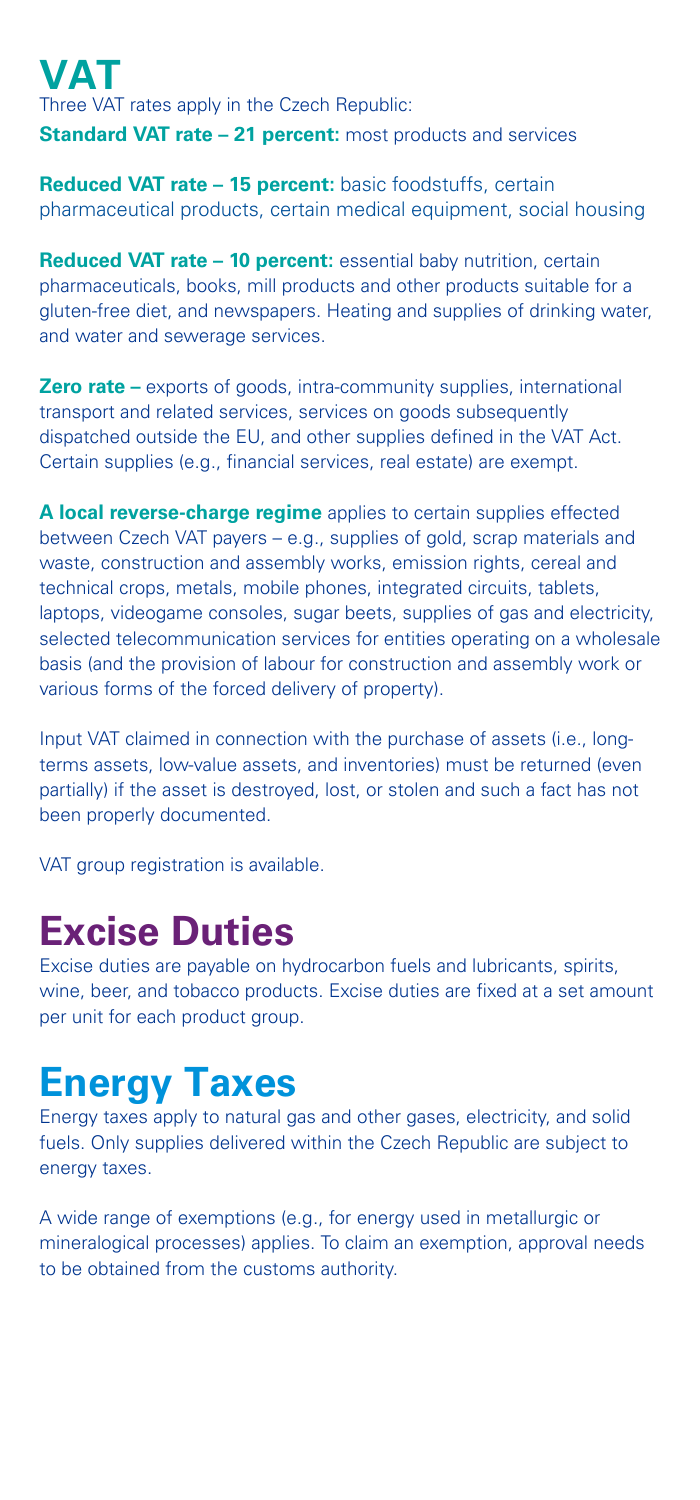# VAT

Three VAT rates apply in the Czech Republic:

**Standard VAT rate – 21 percent:** most products and services

**Reduced VAT rate – 15 percent:** basic foodstuffs, certain pharmaceutical products, certain medical equipment, social housing

**Reduced VAT rate – 10 percent:** essential baby nutrition, certain pharmaceuticals, books, mill products and other products suitable for a gluten-free diet, and newspapers. Heating and supplies of drinking water, and water and sewerage services.

**Zero rate –** exports of goods, intra-community supplies, international transport and related services, services on goods subsequently dispatched outside the EU, and other supplies defined in the VAT Act. Certain supplies (e.g., financial services, real estate) are exempt.

**A local reverse-charge regime** applies to certain supplies effected between Czech VAT payers – e.g., supplies of gold, scrap materials and waste, construction and assembly works, emission rights, cereal and technical crops, metals, mobile phones, integrated circuits, tablets, laptops, videogame consoles, sugar beets, supplies of gas and electricity, selected telecommunication services for entities operating on a wholesale basis (and the provision of labour for construction and assembly work or various forms of the forced delivery of property).

Input VAT claimed in connection with the purchase of assets (i.e., long-terms assets, low-value assets, and inventories) must be returned (even partially) if the asset is destroyed, lost, or stolen and such a fact has not been properly documented.

VAT group registration is available.

# Excise Duties

Excise duties are payable on hydrocarbon fuels and lubricants, spirits, wine, beer, and tobacco products. Excise duties are fixed at a set amount per unit for each product group.

# Energy Taxes

Energy taxes apply to natural gas and other gases, electricity, and solid fuels. Only supplies delivered within the Czech Republic are subject to energy taxes.

A wide range of exemptions (e.g., for energy used in metallurgic or mineralogical processes) applies. To claim an exemption, approval needs to be obtained from the customs authority.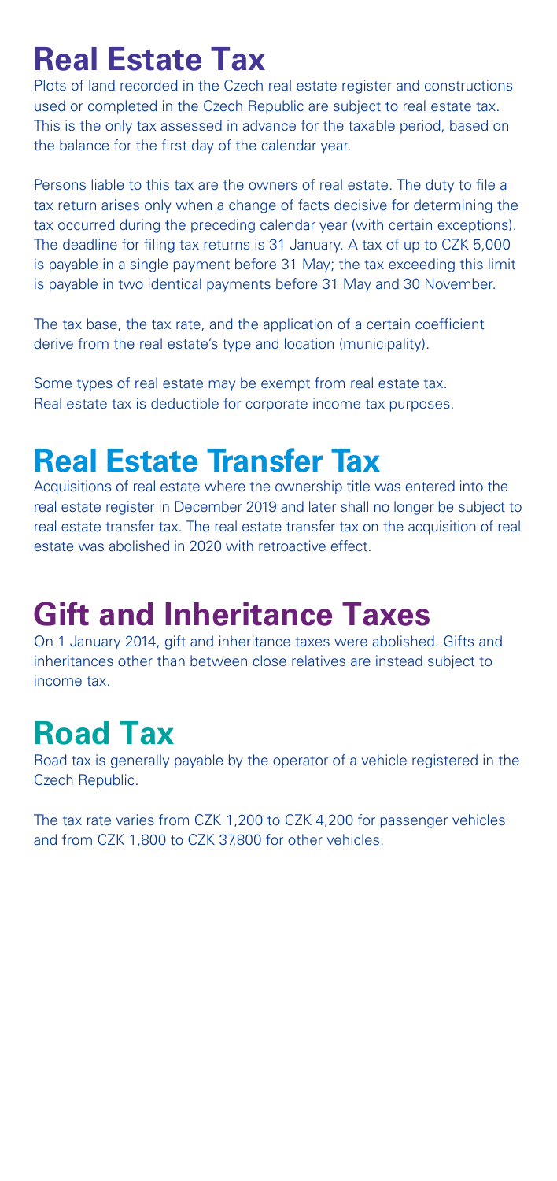# Real Estate Tax

Plots of land recorded in the Czech real estate register and constructions used or completed in the Czech Republic are subject to real estate tax. This is the only tax assessed in advance for the taxable period, based on the balance for the first day of the calendar year.

Persons liable to this tax are the owners of real estate. The duty to file a tax return arises only when a change of facts decisive for determining the tax occurred during the preceding calendar year (with certain exceptions). The deadline for filing tax returns is 31 January. A tax of up to CZK 5,000 is payable in a single payment before 31 May; the tax exceeding this limit is payable in two identical payments before 31 May and 30 November.

The tax base, the tax rate, and the application of a certain coefficient derive from the real estate's type and location (municipality).

Some types of real estate may be exempt from real estate tax.
Real estate tax is deductible for corporate income tax purposes.

# Real Estate Transfer Tax

Acquisitions of real estate where the ownership title was entered into the real estate register in December 2019 and later shall no longer be subject to real estate transfer tax. The real estate transfer tax on the acquisition of real estate was abolished in 2020 with retroactive effect.

# Gift and Inheritance Taxes

On 1 January 2014, gift and inheritance taxes were abolished. Gifts and inheritances other than between close relatives are instead subject to income tax.

# Road Tax

Road tax is generally payable by the operator of a vehicle registered in the Czech Republic.

The tax rate varies from CZK 1,200 to CZK 4,200 for passenger vehicles and from CZK 1,800 to CZK 37,800 for other vehicles.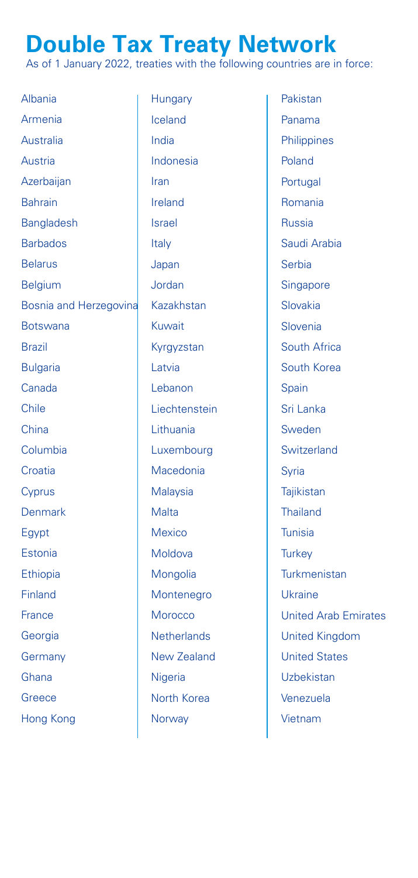# Double Tax Treaty Network

As of 1 January 2022, treaties with the following countries are in force:

- Albania
- Armenia
- Australia
- Austria
- Azerbaijan
- Bahrain
- Bangladesh
- Barbados
- Belarus
- Belgium
- Bosnia and Herzegovina
- Botswana
- Brazil
- Bulgaria
- Canada
- Chile
- China
- Columbia
- Croatia
- Cyprus
- Denmark
- Egypt
- Estonia
- Ethiopia
- Finland
- France
- Georgia
- Germany
- Ghana
- Greece
- Hong Kong
- Hungary
- Iceland
- India
- Indonesia
- Iran
- Ireland
- Israel
- Italy
- Japan
- Jordan
- Kazakhstan
- Kuwait
- Kyrgyzstan
- Latvia
- Lebanon
- Liechtenstein
- Lithuania
- Luxembourg
- Macedonia
- Malaysia
- Malta
- Mexico
- Moldova
- Mongolia
- Montenegro
- Morocco
- Netherlands
- New Zealand
- Nigeria
- North Korea
- Norway
- Pakistan
- Panama
- Philippines
- Poland
- Portugal
- Romania
- Russia
- Saudi Arabia
- Serbia
- Singapore
- Slovakia
- Slovenia
- South Africa
- South Korea
- Spain
- Sri Lanka
- Sweden
- Switzerland
- Syria
- Tajikistan
- Thailand
- Tunisia
- Turkey
- Turkmenistan
- Ukraine
- United Arab Emirates
- United Kingdom
- United States
- Uzbekistan
- Venezuela
- Vietnam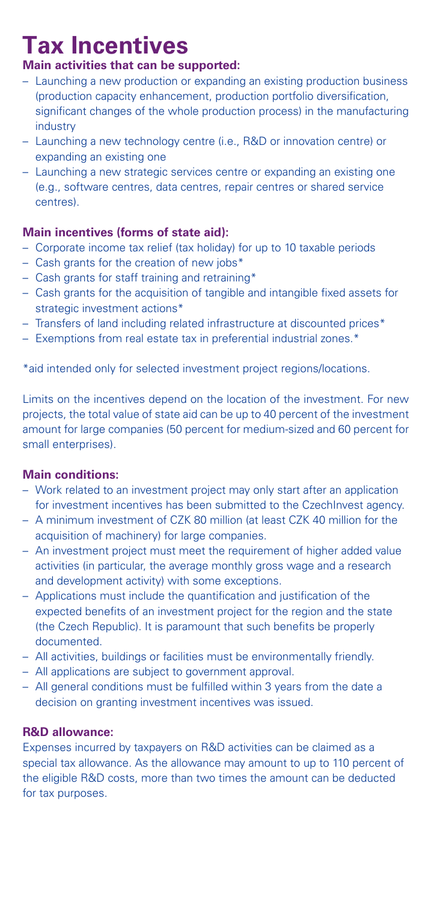# Tax Incentives

**Main activities that can be supported:**

- Launching a new production or expanding an existing production business (production capacity enhancement, production portfolio diversification, significant changes of the whole production process) in the manufacturing industry
- Launching a new technology centre (i.e., R&D or innovation centre) or expanding an existing one
- Launching a new strategic services centre or expanding an existing one (e.g., software centres, data centres, repair centres or shared service centres).

**Main incentives (forms of state aid):**

- Corporate income tax relief (tax holiday) for up to 10 taxable periods
- Cash grants for the creation of new jobs*
- Cash grants for staff training and retraining*
- Cash grants for the acquisition of tangible and intangible fixed assets for strategic investment actions*
- Transfers of land including related infrastructure at discounted prices*
- Exemptions from real estate tax in preferential industrial zones.*

*aid intended only for selected investment project regions/locations.

Limits on the incentives depend on the location of the investment. For new projects, the total value of state aid can be up to 40 percent of the investment amount for large companies (50 percent for medium-sized and 60 percent for small enterprises).

**Main conditions:**

- Work related to an investment project may only start after an application for investment incentives has been submitted to the CzechInvest agency.
- A minimum investment of CZK 80 million (at least CZK 40 million for the acquisition of machinery) for large companies.
- An investment project must meet the requirement of higher added value activities (in particular, the average monthly gross wage and a research and development activity) with some exceptions.
- Applications must include the quantification and justification of the expected benefits of an investment project for the region and the state (the Czech Republic). It is paramount that such benefits be properly documented.
- All activities, buildings or facilities must be environmentally friendly.
- All applications are subject to government approval.
- All general conditions must be fulfilled within 3 years from the date a decision on granting investment incentives was issued.

**R&D allowance:**

Expenses incurred by taxpayers on R&D activities can be claimed as a special tax allowance. As the allowance may amount to up to 110 percent of the eligible R&D costs, more than two times the amount can be deducted for tax purposes.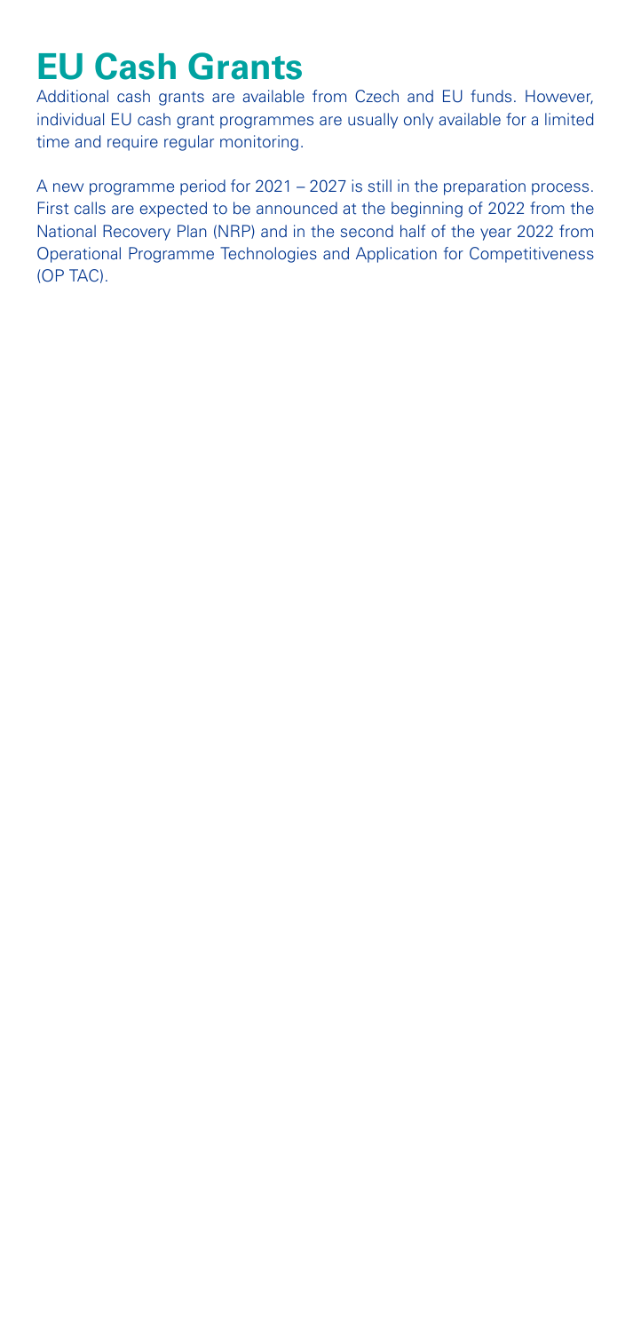# EU Cash Grants

Additional cash grants are available from Czech and EU funds. However, individual EU cash grant programmes are usually only available for a limited time and require regular monitoring.

A new programme period for 2021 – 2027 is still in the preparation process. First calls are expected to be announced at the beginning of 2022 from the National Recovery Plan (NRP) and in the second half of the year 2022 from Operational Programme Technologies and Application for Competitiveness (OP TAC).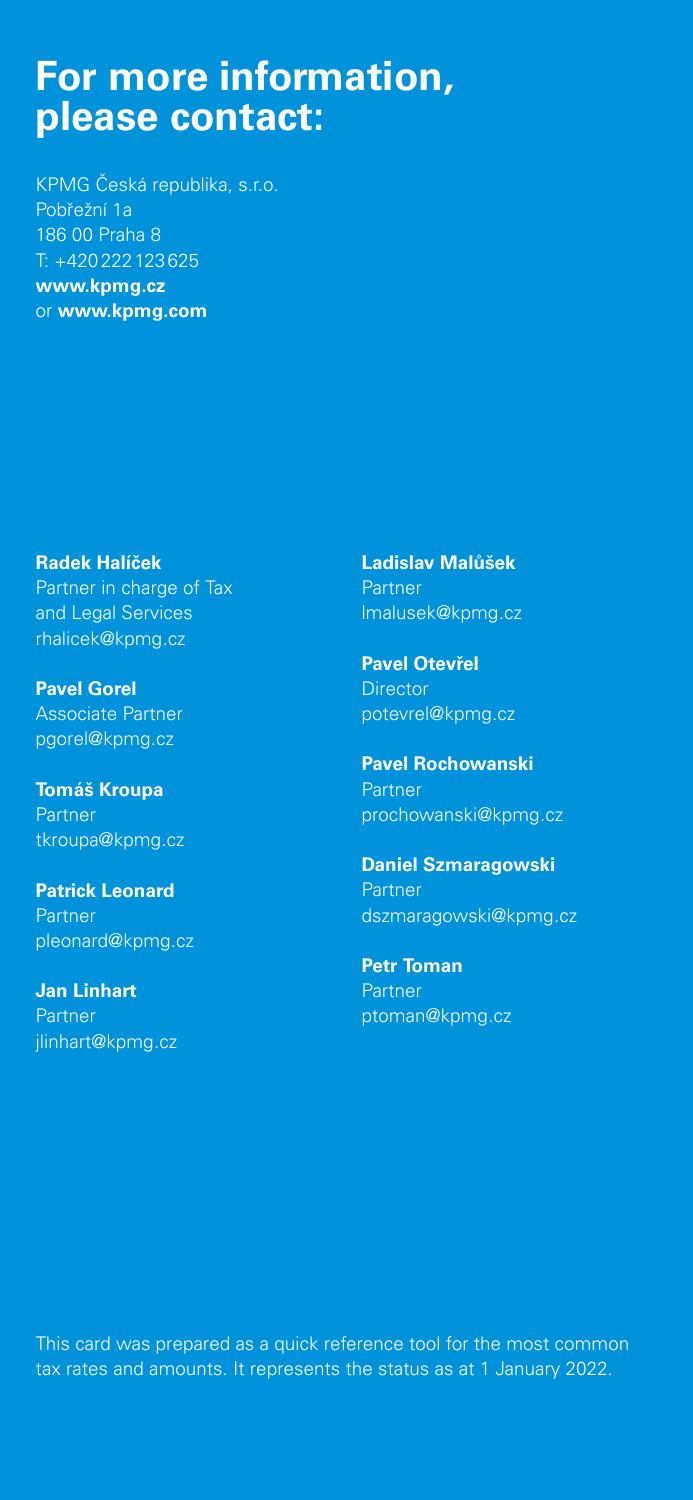# For more information, please contact:

KPMG Česká republika, s.r.o.
Pobřežní 1a
186 00 Praha 8
T: +420 222 123 625
**www.kpmg.cz**
or **www.kpmg.com**

**Radek Halíček**
Partner in charge of Tax and Legal Services
rhalicek@kpmg.cz

**Pavel Gorel**
Associate Partner
pgorel@kpmg.cz

**Tomáš Kroupa**
Partner
tkroupa@kpmg.cz

**Patrick Leonard**
Partner
pleonard@kpmg.cz

**Jan Linhart**
Partner
jlinhart@kpmg.cz

**Ladislav Malůšek**
Partner
lmalusek@kpmg.cz

**Pavel Otevřel**
Director
potevrel@kpmg.cz

**Pavel Rochowanski**
Partner
prochowanski@kpmg.cz

**Daniel Szmaragowski**
Partner
dszmaragowski@kpmg.cz

**Petr Toman**
Partner
ptoman@kpmg.cz

This card was prepared as a quick reference tool for the most common tax rates and amounts. It represents the status as at 1 January 2022.